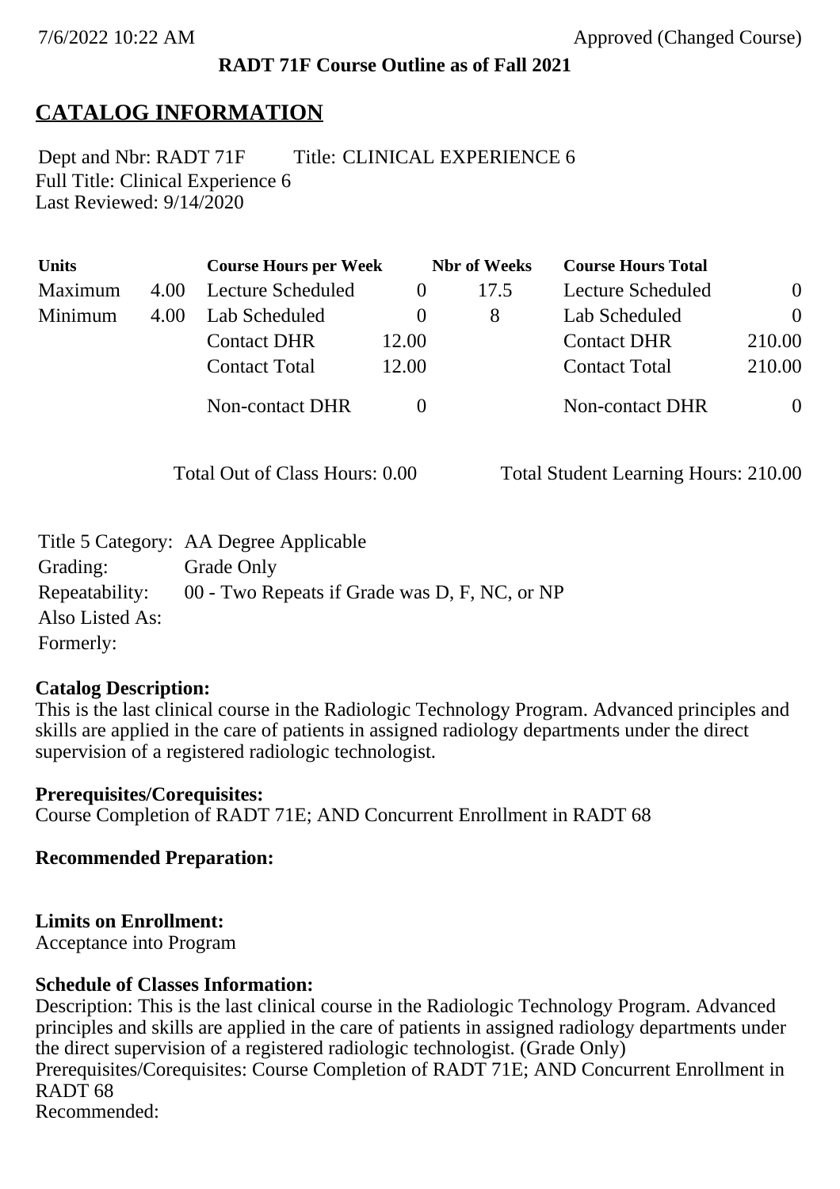**RADT 71F Course Outline as of Fall 2021**

## CATALOG INFORMATION

Dept and Nbr: RADT 71F Title: CLINICAL EXPERIENCE 6
Full Title: Clinical Experience 6
Last Reviewed: 9/14/2020

| Units | | Course Hours per Week | | Nbr of Weeks | Course Hours Total | |
|---|---|---|---|---|---|---|
| Maximum | 4.00 | Lecture Scheduled | 0 | 17.5 | Lecture Scheduled | 0 |
| Minimum | 4.00 | Lab Scheduled | 0 | 8 | Lab Scheduled | 0 |
| | | Contact DHR | 12.00 | | Contact DHR | 210.00 |
| | | Contact Total | 12.00 | | Contact Total | 210.00 |
| | | Non-contact DHR | 0 | | Non-contact DHR | 0 |

Total Out of Class Hours: 0.00 Total Student Learning Hours: 210.00

Title 5 Category: AA Degree Applicable
Grading: Grade Only
Repeatability: 00 - Two Repeats if Grade was D, F, NC, or NP
Also Listed As:
Formerly:

**Catalog Description:**
This is the last clinical course in the Radiologic Technology Program. Advanced principles and skills are applied in the care of patients in assigned radiology departments under the direct supervision of a registered radiologic technologist.

**Prerequisites/Corequisites:**
Course Completion of RADT 71E; AND Concurrent Enrollment in RADT 68

**Recommended Preparation:**

**Limits on Enrollment:**
Acceptance into Program

**Schedule of Classes Information:**
Description: This is the last clinical course in the Radiologic Technology Program. Advanced principles and skills are applied in the care of patients in assigned radiology departments under the direct supervision of a registered radiologic technologist. (Grade Only)
Prerequisites/Corequisites: Course Completion of RADT 71E; AND Concurrent Enrollment in RADT 68
Recommended: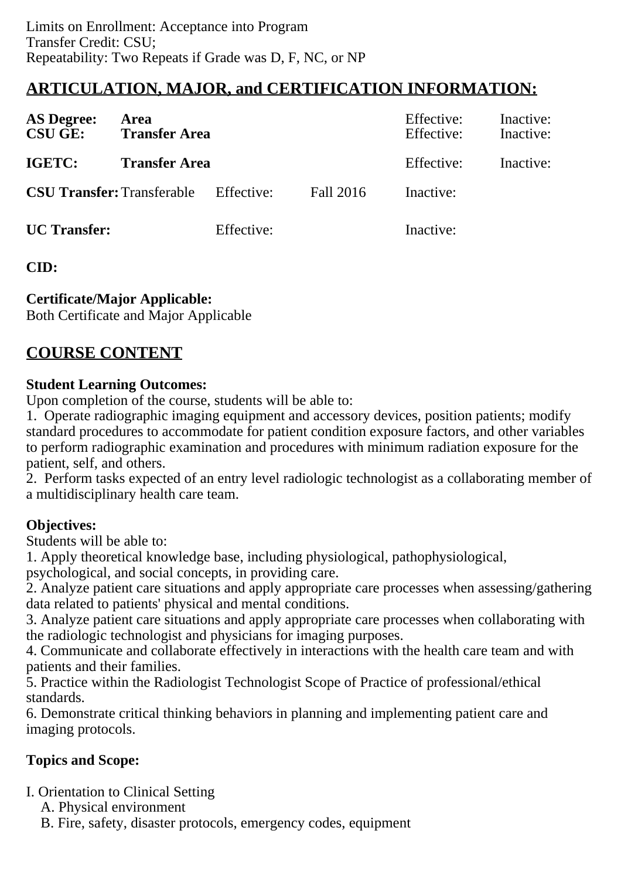Limits on Enrollment: Acceptance into Program
Transfer Credit: CSU;
Repeatability: Two Repeats if Grade was D, F, NC, or NP

## ARTICULATION, MAJOR, and CERTIFICATION INFORMATION:

| | | | | | |
|---|---|---|---|---|---|
| **AS Degree:** | **Area** | | | Effective: | Inactive: |
| **CSU GE:** | **Transfer Area** | | | Effective: | Inactive: |
| **IGETC:** | **Transfer Area** | | | Effective: | Inactive: |
| **CSU Transfer:** | Transferable | Effective: | Fall 2016 | Inactive: | |
| **UC Transfer:** | | Effective: | | Inactive: | |

**CID:**

**Certificate/Major Applicable:**
Both Certificate and Major Applicable

## COURSE CONTENT

**Student Learning Outcomes:**
Upon completion of the course, students will be able to:
1. Operate radiographic imaging equipment and accessory devices, position patients; modify standard procedures to accommodate for patient condition exposure factors, and other variables to perform radiographic examination and procedures with minimum radiation exposure for the patient, self, and others.
2. Perform tasks expected of an entry level radiologic technologist as a collaborating member of a multidisciplinary health care team.

**Objectives:**
Students will be able to:
1. Apply theoretical knowledge base, including physiological, pathophysiological, psychological, and social concepts, in providing care.
2. Analyze patient care situations and apply appropriate care processes when assessing/gathering data related to patients' physical and mental conditions.
3. Analyze patient care situations and apply appropriate care processes when collaborating with the radiologic technologist and physicians for imaging purposes.
4. Communicate and collaborate effectively in interactions with the health care team and with patients and their families.
5. Practice within the Radiologist Technologist Scope of Practice of professional/ethical standards.
6. Demonstrate critical thinking behaviors in planning and implementing patient care and imaging protocols.

**Topics and Scope:**

I. Orientation to Clinical Setting
   A. Physical environment
   B. Fire, safety, disaster protocols, emergency codes, equipment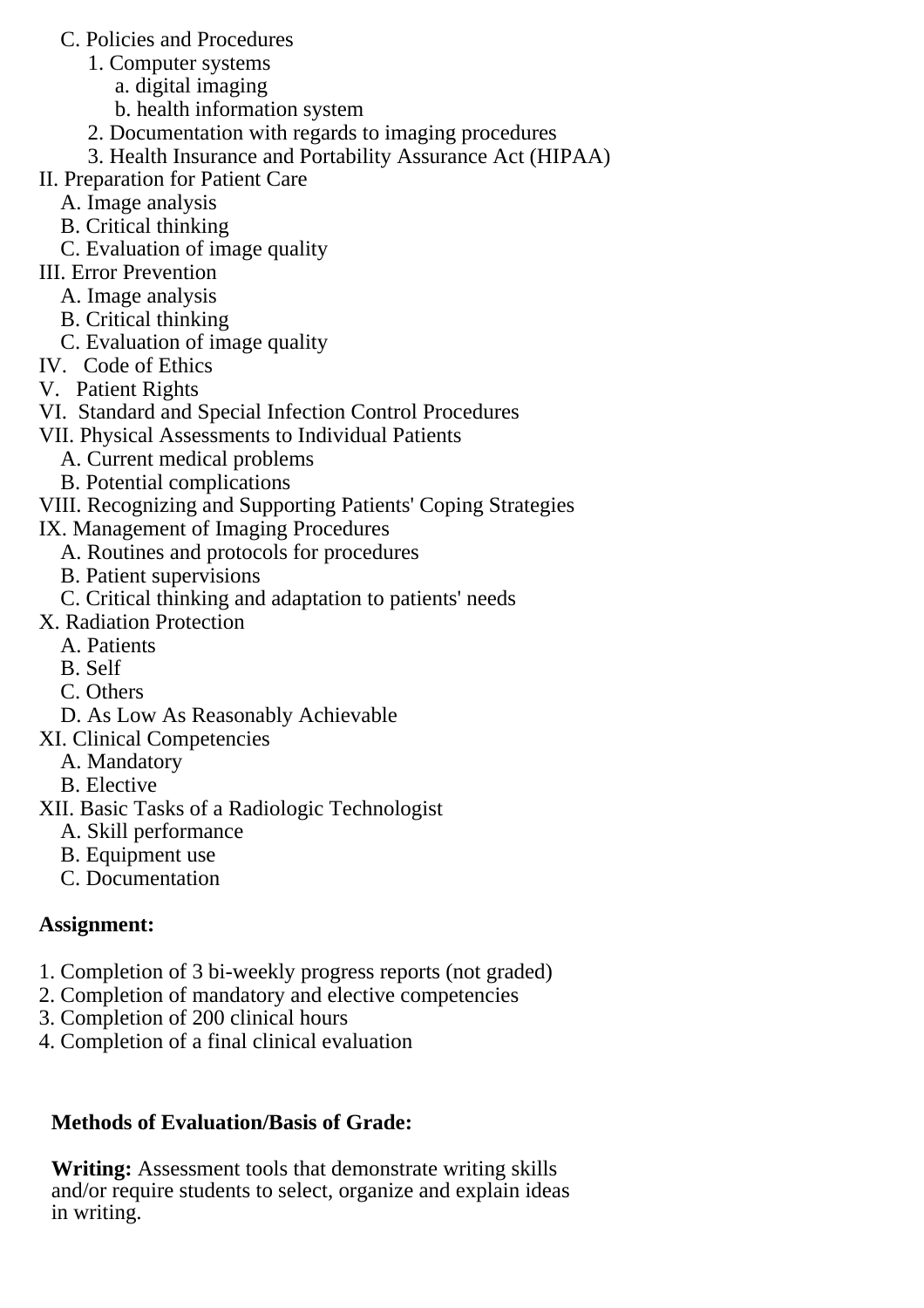C. Policies and Procedures
      1. Computer systems
         a. digital imaging
         b. health information system
      2. Documentation with regards to imaging procedures
      3. Health Insurance and Portability Assurance Act (HIPAA)

II. Preparation for Patient Care
   A. Image analysis
   B. Critical thinking
   C. Evaluation of image quality

III. Error Prevention
   A. Image analysis
   B. Critical thinking
   C. Evaluation of image quality

IV. Code of Ethics

V. Patient Rights

VI. Standard and Special Infection Control Procedures

VII. Physical Assessments to Individual Patients
   A. Current medical problems
   B. Potential complications

VIII. Recognizing and Supporting Patients' Coping Strategies

IX. Management of Imaging Procedures
   A. Routines and protocols for procedures
   B. Patient supervisions
   C. Critical thinking and adaptation to patients' needs

X. Radiation Protection
   A. Patients
   B. Self
   C. Others
   D. As Low As Reasonably Achievable

XI. Clinical Competencies
   A. Mandatory
   B. Elective

XII. Basic Tasks of a Radiologic Technologist
   A. Skill performance
   B. Equipment use
   C. Documentation

**Assignment:**

1. Completion of 3 bi-weekly progress reports (not graded)
2. Completion of mandatory and elective competencies
3. Completion of 200 clinical hours
4. Completion of a final clinical evaluation

**Methods of Evaluation/Basis of Grade:**

**Writing:** Assessment tools that demonstrate writing skills and/or require students to select, organize and explain ideas in writing.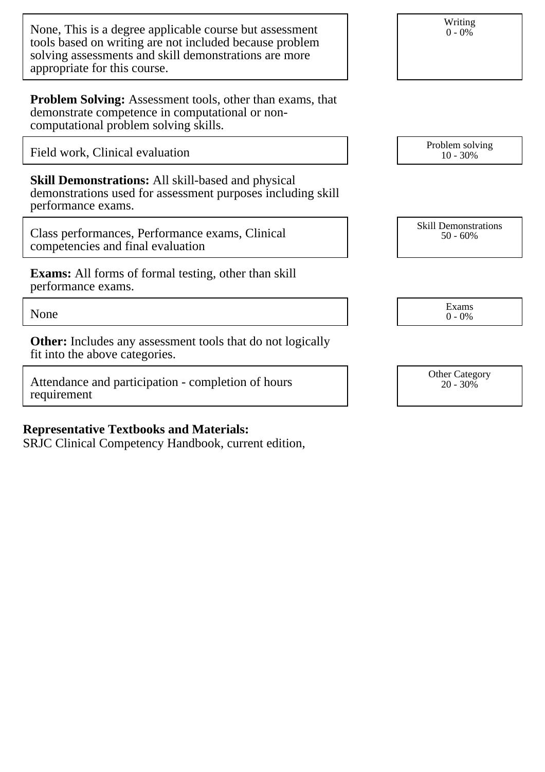| | |
|---|---|
| None, This is a degree applicable course but assessment tools based on writing are not included because problem solving assessments and skill demonstrations are more appropriate for this course. | Writing<br>0 - 0% |

**Problem Solving:** Assessment tools, other than exams, that demonstrate competence in computational or non-computational problem solving skills.

| | |
|---|---|
| Field work, Clinical evaluation | Problem solving<br>10 - 30% |

**Skill Demonstrations:** All skill-based and physical demonstrations used for assessment purposes including skill performance exams.

| | |
|---|---|
| Class performances, Performance exams, Clinical competencies and final evaluation | Skill Demonstrations<br>50 - 60% |

**Exams:** All forms of formal testing, other than skill performance exams.

| | |
|---|---|
| None | Exams<br>0 - 0% |

**Other:** Includes any assessment tools that do not logically fit into the above categories.

| | |
|---|---|
| Attendance and participation - completion of hours requirement | Other Category<br>20 - 30% |

**Representative Textbooks and Materials:**
SRJC Clinical Competency Handbook, current edition,